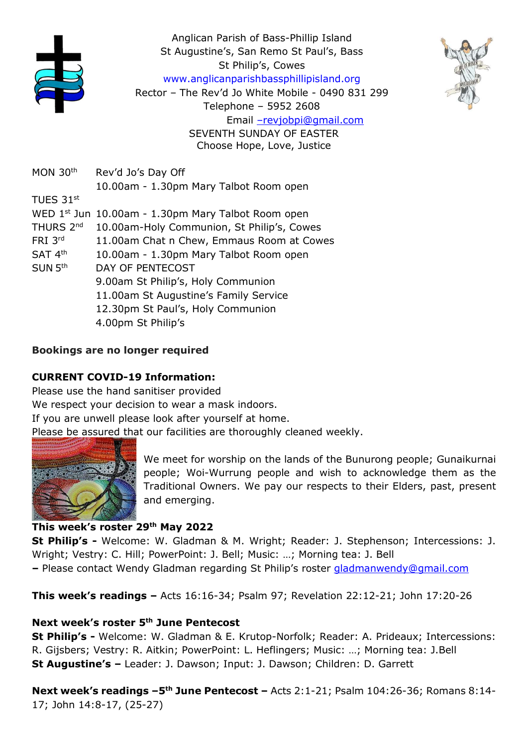Anglican Parish of Bass-Phillip Island
St Augustine's, San Remo St Paul's, Bass
St Philip's, Cowes
www.anglicanparishbassphillipisland.org
Rector – The Rev'd Jo White Mobile - 0490 831 299
Telephone – 5952 2608
Email –revjobpi@gmail.com

SEVENTH SUNDAY OF EASTER
Choose Hope, Love, Justice

| | |
|---|---|
| MON 30th | Rev'd Jo's Day Off |
| | 10.00am - 1.30pm Mary Talbot Room open |
| TUES 31st | |
| WED 1st Jun | 10.00am - 1.30pm Mary Talbot Room open |
| THURS 2nd | 10.00am-Holy Communion, St Philip's, Cowes |
| FRI 3rd | 11.00am Chat n Chew, Emmaus Room at Cowes |
| SAT 4th | 10.00am - 1.30pm Mary Talbot Room open |
| SUN 5th | DAY OF PENTECOST |
| | 9.00am St Philip's, Holy Communion |
| | 11.00am St Augustine's Family Service |
| | 12.30pm St Paul's, Holy Communion |
| | 4.00pm St Philip's |

**Bookings are no longer required**

**CURRENT COVID-19 Information:**
Please use the hand sanitiser provided
We respect your decision to wear a mask indoors.
If you are unwell please look after yourself at home.
Please be assured that our facilities are thoroughly cleaned weekly.

We meet for worship on the lands of the Bunurong people; Gunaikurnai people; Woi-Wurrung people and wish to acknowledge them as the Traditional Owners. We pay our respects to their Elders, past, present and emerging.

**This week's roster 29th May 2022**
**St Philip's -** Welcome: W. Gladman & M. Wright; Reader: J. Stephenson; Intercessions: J. Wright; Vestry: C. Hill; PowerPoint: J. Bell; Music: …; Morning tea: J. Bell
**–** Please contact Wendy Gladman regarding St Philip's roster gladmanwendy@gmail.com

**This week's readings –** Acts 16:16-34; Psalm 97; Revelation 22:12-21; John 17:20-26

**Next week's roster 5th June Pentecost**
**St Philip's -** Welcome: W. Gladman & E. Krutop-Norfolk; Reader: A. Prideaux; Intercessions: R. Gijsbers; Vestry: R. Aitkin; PowerPoint: L. Heflingers; Music: …; Morning tea: J.Bell
**St Augustine's –** Leader: J. Dawson; Input: J. Dawson; Children: D. Garrett

**Next week's readings –5th June Pentecost –** Acts 2:1-21; Psalm 104:26-36; Romans 8:14-17; John 14:8-17, (25-27)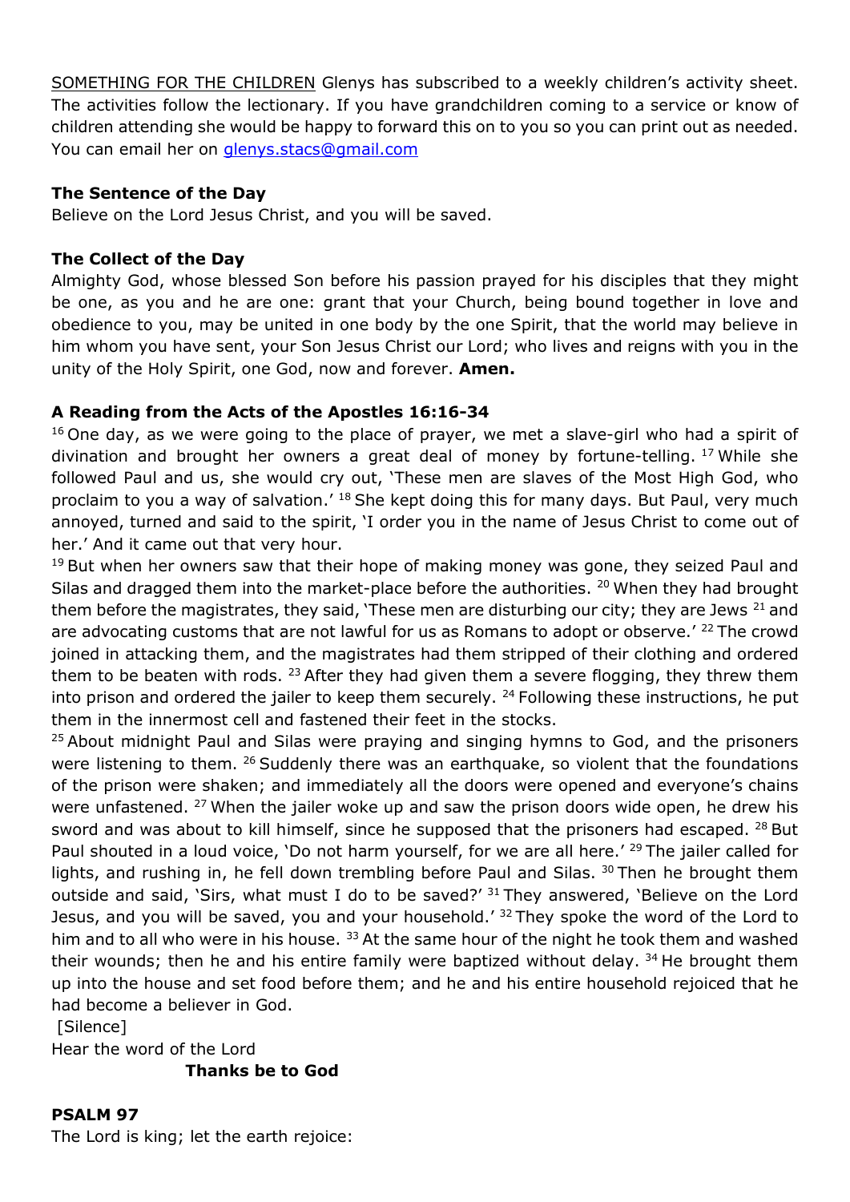SOMETHING FOR THE CHILDREN Glenys has subscribed to a weekly children's activity sheet. The activities follow the lectionary. If you have grandchildren coming to a service or know of children attending she would be happy to forward this on to you so you can print out as needed. You can email her on glenys.stacs@gmail.com

**The Sentence of the Day**

Believe on the Lord Jesus Christ, and you will be saved.

**The Collect of the Day**

Almighty God, whose blessed Son before his passion prayed for his disciples that they might be one, as you and he are one: grant that your Church, being bound together in love and obedience to you, may be united in one body by the one Spirit, that the world may believe in him whom you have sent, your Son Jesus Christ our Lord; who lives and reigns with you in the unity of the Holy Spirit, one God, now and forever. **Amen.**

**A Reading from the Acts of the Apostles 16:16-34**

16 One day, as we were going to the place of prayer, we met a slave-girl who had a spirit of divination and brought her owners a great deal of money by fortune-telling. 17 While she followed Paul and us, she would cry out, 'These men are slaves of the Most High God, who proclaim to you a way of salvation.' 18 She kept doing this for many days. But Paul, very much annoyed, turned and said to the spirit, 'I order you in the name of Jesus Christ to come out of her.' And it came out that very hour.

19 But when her owners saw that their hope of making money was gone, they seized Paul and Silas and dragged them into the market-place before the authorities. 20 When they had brought them before the magistrates, they said, 'These men are disturbing our city; they are Jews 21 and are advocating customs that are not lawful for us as Romans to adopt or observe.' 22 The crowd joined in attacking them, and the magistrates had them stripped of their clothing and ordered them to be beaten with rods. 23 After they had given them a severe flogging, they threw them into prison and ordered the jailer to keep them securely. 24 Following these instructions, he put them in the innermost cell and fastened their feet in the stocks.

25 About midnight Paul and Silas were praying and singing hymns to God, and the prisoners were listening to them. 26 Suddenly there was an earthquake, so violent that the foundations of the prison were shaken; and immediately all the doors were opened and everyone's chains were unfastened. 27 When the jailer woke up and saw the prison doors wide open, he drew his sword and was about to kill himself, since he supposed that the prisoners had escaped. 28 But Paul shouted in a loud voice, 'Do not harm yourself, for we are all here.' 29 The jailer called for lights, and rushing in, he fell down trembling before Paul and Silas. 30 Then he brought them outside and said, 'Sirs, what must I do to be saved?' 31 They answered, 'Believe on the Lord Jesus, and you will be saved, you and your household.' 32 They spoke the word of the Lord to him and to all who were in his house. 33 At the same hour of the night he took them and washed their wounds; then he and his entire family were baptized without delay. 34 He brought them up into the house and set food before them; and he and his entire household rejoiced that he had become a believer in God.

[Silence]

Hear the word of the Lord

**Thanks be to God**

**PSALM 97**

The Lord is king; let the earth rejoice: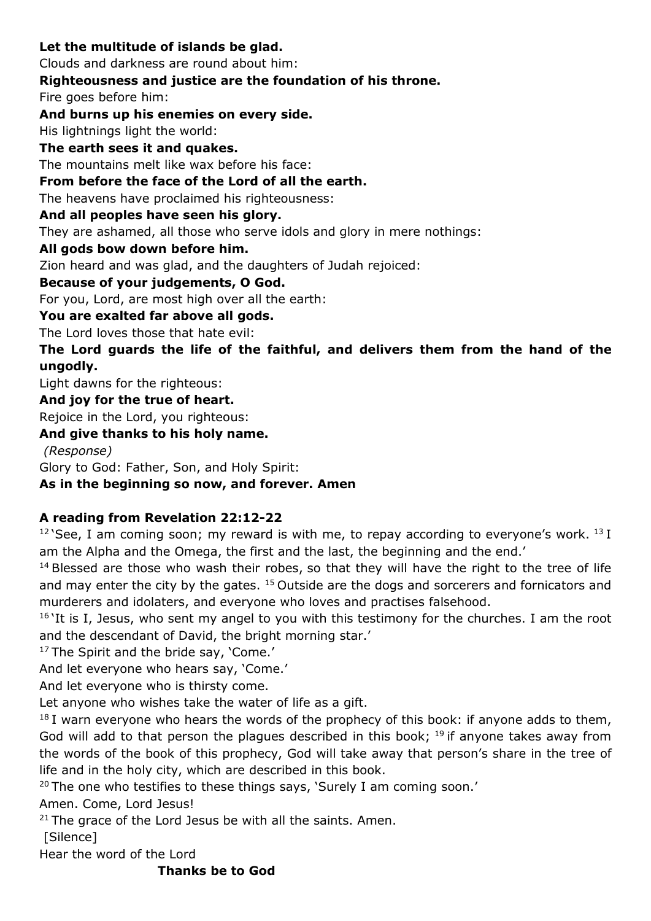**Let the multitude of islands be glad.**
Clouds and darkness are round about him:
**Righteousness and justice are the foundation of his throne.**
Fire goes before him:
**And burns up his enemies on every side.**
His lightnings light the world:
**The earth sees it and quakes.**
The mountains melt like wax before his face:
**From before the face of the Lord of all the earth.**
The heavens have proclaimed his righteousness:
**And all peoples have seen his glory.**
They are ashamed, all those who serve idols and glory in mere nothings:
**All gods bow down before him.**
Zion heard and was glad, and the daughters of Judah rejoiced:
**Because of your judgements, O God.**
For you, Lord, are most high over all the earth:
**You are exalted far above all gods.**
The Lord loves those that hate evil:
**The Lord guards the life of the faithful, and delivers them from the hand of the ungodly.**
Light dawns for the righteous:
**And joy for the true of heart.**
Rejoice in the Lord, you righteous:
**And give thanks to his holy name.**
*(Response)*
Glory to God: Father, Son, and Holy Spirit:
**As in the beginning so now, and forever. Amen**

**A reading from Revelation 22:12-22**

[12] 'See, I am coming soon; my reward is with me, to repay according to everyone's work. [13] I am the Alpha and the Omega, the first and the last, the beginning and the end.'
[14] Blessed are those who wash their robes, so that they will have the right to the tree of life and may enter the city by the gates. [15] Outside are the dogs and sorcerers and fornicators and murderers and idolaters, and everyone who loves and practises falsehood.
[16] 'It is I, Jesus, who sent my angel to you with this testimony for the churches. I am the root and the descendant of David, the bright morning star.'
[17] The Spirit and the bride say, 'Come.'
And let everyone who hears say, 'Come.'
And let everyone who is thirsty come.
Let anyone who wishes take the water of life as a gift.
[18] I warn everyone who hears the words of the prophecy of this book: if anyone adds to them, God will add to that person the plagues described in this book; [19] if anyone takes away from the words of the book of this prophecy, God will take away that person's share in the tree of life and in the holy city, which are described in this book.
[20] The one who testifies to these things says, 'Surely I am coming soon.'
Amen. Come, Lord Jesus!
[21] The grace of the Lord Jesus be with all the saints. Amen.
[Silence]
Hear the word of the Lord
**Thanks be to God**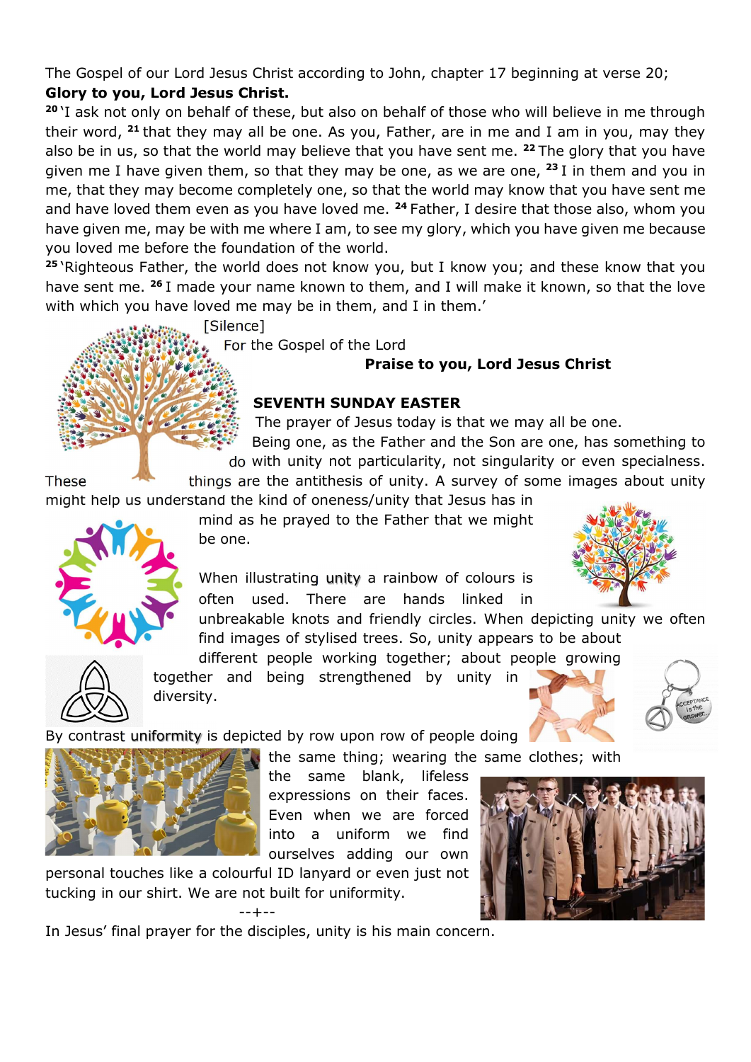The Gospel of our Lord Jesus Christ according to John, chapter 17 beginning at verse 20;

**Glory to you, Lord Jesus Christ.**

[20] 'I ask not only on behalf of these, but also on behalf of those who will believe in me through their word, [21] that they may all be one. As you, Father, are in me and I am in you, may they also be in us, so that the world may believe that you have sent me. [22] The glory that you have given me I have given them, so that they may be one, as we are one, [23] I in them and you in me, that they may become completely one, so that the world may know that you have sent me and have loved them even as you have loved me. [24] Father, I desire that those also, whom you have given me, may be with me where I am, to see my glory, which you have given me because you loved me before the foundation of the world.

[25] 'Righteous Father, the world does not know you, but I know you; and these know that you have sent me. [26] I made your name known to them, and I will make it known, so that the love with which you have loved me may be in them, and I in them.'

[Silence]

For the Gospel of the Lord

**Praise to you, Lord Jesus Christ**

**SEVENTH SUNDAY EASTER**

The prayer of Jesus today is that we may all be one. Being one, as the Father and the Son are one, has something to do with unity not particularity, not singularity or even specialness. These things are the antithesis of unity. A survey of some images about unity might help us understand the kind of oneness/unity that Jesus has in mind as he prayed to the Father that we might be one.

When illustrating unity a rainbow of colours is often used. There are hands linked in unbreakable knots and friendly circles. When depicting unity we often find images of stylised trees. So, unity appears to be about different people working together; about people growing together and being strengthened by unity in diversity.

By contrast uniformity is depicted by row upon row of people doing the same thing; wearing the same clothes; with the same blank, lifeless expressions on their faces. Even when we are forced into a uniform we find ourselves adding our own personal touches like a colourful ID lanyard or even just not tucking in our shirt. We are not built for uniformity.

--+--

In Jesus' final prayer for the disciples, unity is his main concern.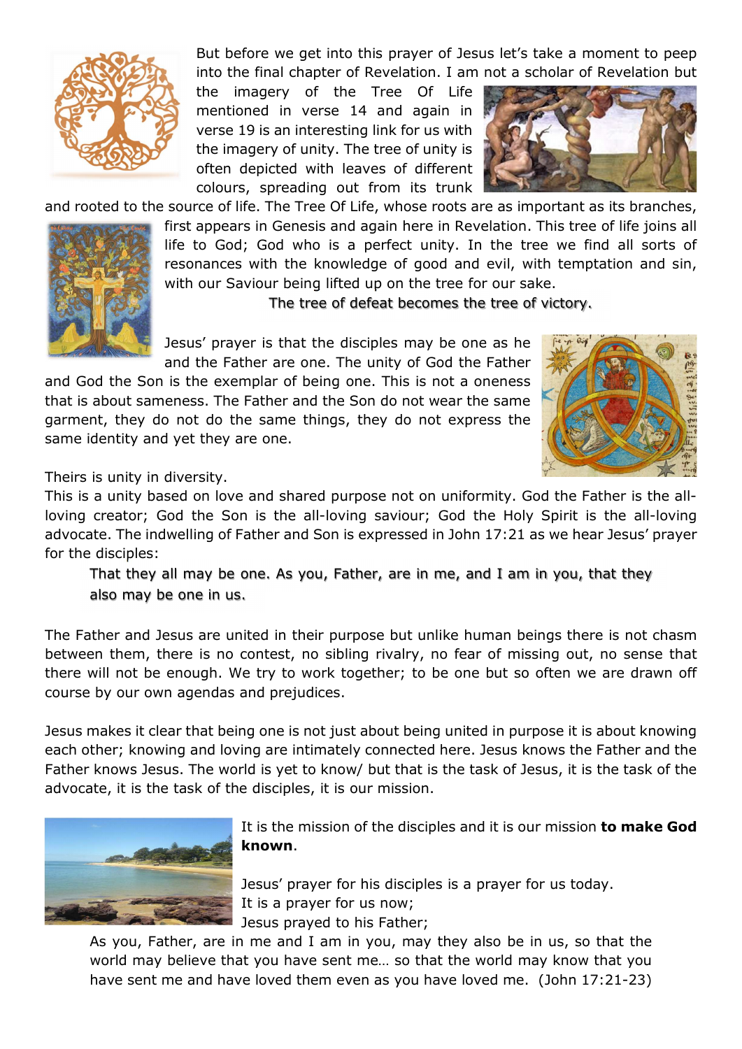But before we get into this prayer of Jesus let's take a moment to peep into the final chapter of Revelation. I am not a scholar of Revelation but the imagery of the Tree Of Life mentioned in verse 14 and again in verse 19 is an interesting link for us with the imagery of unity. The tree of unity is often depicted with leaves of different colours, spreading out from its trunk and rooted to the source of life. The Tree Of Life, whose roots are as important as its branches, first appears in Genesis and again here in Revelation. This tree of life joins all life to God; God who is a perfect unity. In the tree we find all sorts of resonances with the knowledge of good and evil, with temptation and sin, with our Saviour being lifted up on the tree for our sake.

The tree of defeat becomes the tree of victory.

Jesus' prayer is that the disciples may be one as he and the Father are one. The unity of God the Father and God the Son is the exemplar of being one. This is not a oneness that is about sameness. The Father and the Son do not wear the same garment, they do not do the same things, they do not express the same identity and yet they are one.

Theirs is unity in diversity.
This is a unity based on love and shared purpose not on uniformity. God the Father is the all-loving creator; God the Son is the all-loving saviour; God the Holy Spirit is the all-loving advocate. The indwelling of Father and Son is expressed in John 17:21 as we hear Jesus' prayer for the disciples:

> That they all may be one. As you, Father, are in me, and I am in you, that they also may be one in us.

The Father and Jesus are united in their purpose but unlike human beings there is not chasm between them, there is no contest, no sibling rivalry, no fear of missing out, no sense that there will not be enough. We try to work together; to be one but so often we are drawn off course by our own agendas and prejudices.

Jesus makes it clear that being one is not just about being united in purpose it is about knowing each other; knowing and loving are intimately connected here. Jesus knows the Father and the Father knows Jesus. The world is yet to know/ but that is the task of Jesus, it is the task of the advocate, it is the task of the disciples, it is our mission.

It is the mission of the disciples and it is our mission **to make God known**.

Jesus' prayer for his disciples is a prayer for us today.
It is a prayer for us now;
Jesus prayed to his Father;

> As you, Father, are in me and I am in you, may they also be in us, so that the world may believe that you have sent me… so that the world may know that you have sent me and have loved them even as you have loved me. (John 17:21-23)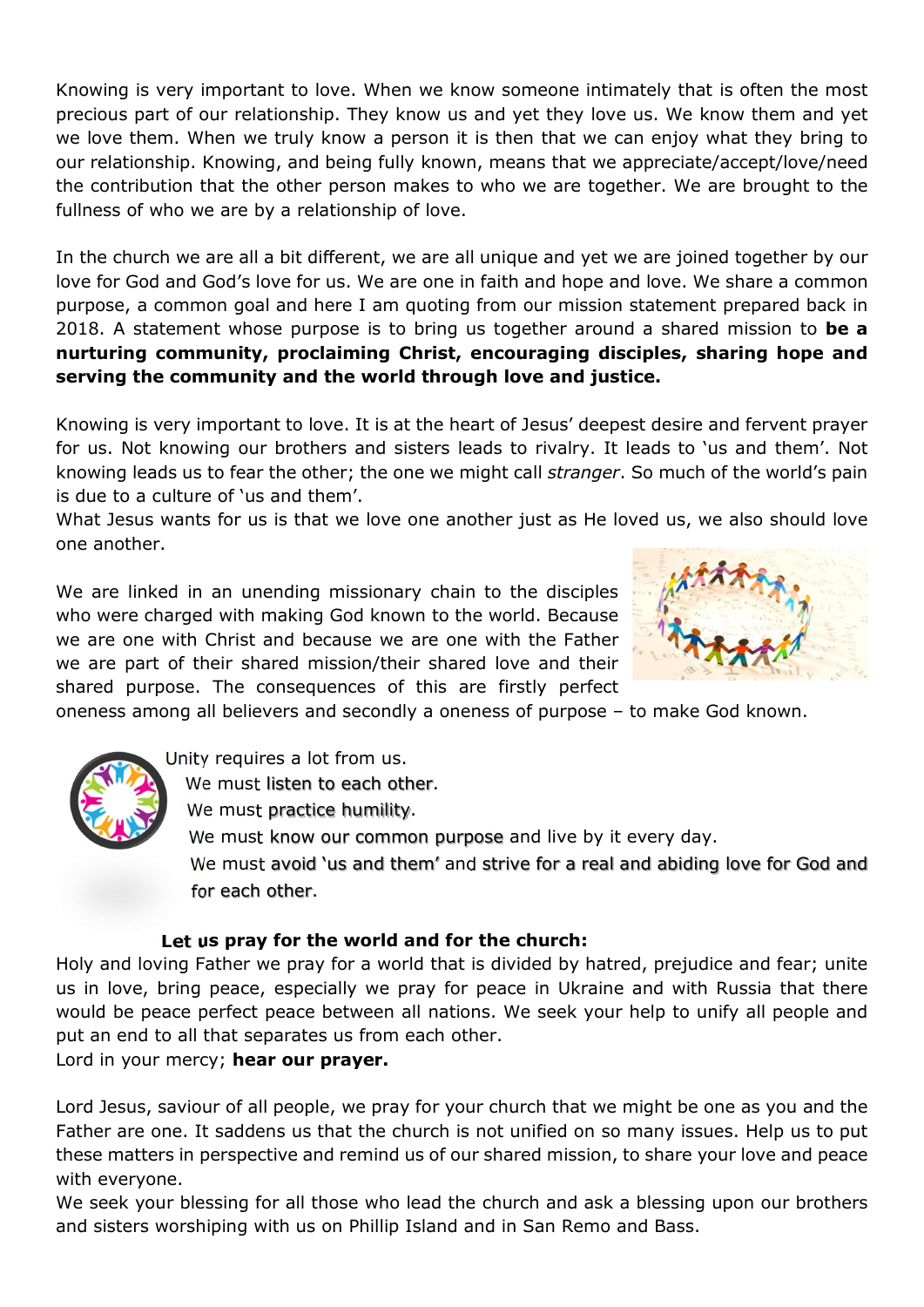Knowing is very important to love. When we know someone intimately that is often the most precious part of our relationship. They know us and yet they love us. We know them and yet we love them. When we truly know a person it is then that we can enjoy what they bring to our relationship. Knowing, and being fully known, means that we appreciate/accept/love/need the contribution that the other person makes to who we are together. We are brought to the fullness of who we are by a relationship of love.

In the church we are all a bit different, we are all unique and yet we are joined together by our love for God and God's love for us. We are one in faith and hope and love. We share a common purpose, a common goal and here I am quoting from our mission statement prepared back in 2018. A statement whose purpose is to bring us together around a shared mission to **be a nurturing community, proclaiming Christ, encouraging disciples, sharing hope and serving the community and the world through love and justice.**

Knowing is very important to love. It is at the heart of Jesus' deepest desire and fervent prayer for us. Not knowing our brothers and sisters leads to rivalry. It leads to 'us and them'. Not knowing leads us to fear the other; the one we might call *stranger*. So much of the world's pain is due to a culture of 'us and them'.
What Jesus wants for us is that we love one another just as He loved us, we also should love one another.

We are linked in an unending missionary chain to the disciples who were charged with making God known to the world. Because we are one with Christ and because we are one with the Father we are part of their shared mission/their shared love and their shared purpose. The consequences of this are firstly perfect oneness among all believers and secondly a oneness of purpose – to make God known.

Unity requires a lot from us.
We must listen to each other.
We must practice humility.
We must know our common purpose and live by it every day.
We must avoid 'us and them' and strive for a real and abiding love for God and for each other.

**Let us pray for the world and for the church:**

Holy and loving Father we pray for a world that is divided by hatred, prejudice and fear; unite us in love, bring peace, especially we pray for peace in Ukraine and with Russia that there would be peace perfect peace between all nations. We seek your help to unify all people and put an end to all that separates us from each other.
Lord in your mercy; **hear our prayer.**

Lord Jesus, saviour of all people, we pray for your church that we might be one as you and the Father are one. It saddens us that the church is not unified on so many issues. Help us to put these matters in perspective and remind us of our shared mission, to share your love and peace with everyone.
We seek your blessing for all those who lead the church and ask a blessing upon our brothers and sisters worshiping with us on Phillip Island and in San Remo and Bass.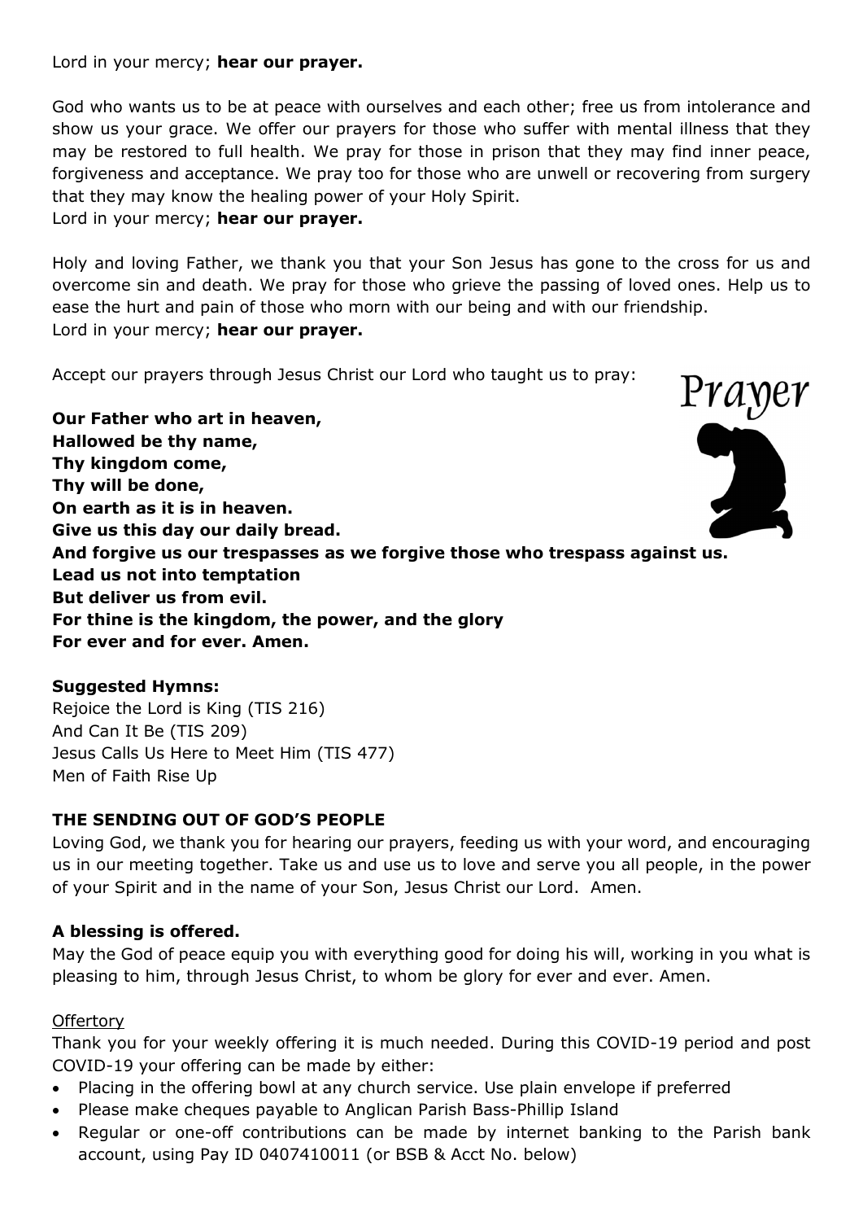Lord in your mercy; **hear our prayer.**

God who wants us to be at peace with ourselves and each other; free us from intolerance and show us your grace. We offer our prayers for those who suffer with mental illness that they may be restored to full health. We pray for those in prison that they may find inner peace, forgiveness and acceptance. We pray too for those who are unwell or recovering from surgery that they may know the healing power of your Holy Spirit.
Lord in your mercy; **hear our prayer.**

Holy and loving Father, we thank you that your Son Jesus has gone to the cross for us and overcome sin and death. We pray for those who grieve the passing of loved ones. Help us to ease the hurt and pain of those who morn with our being and with our friendship.
Lord in your mercy; **hear our prayer.**

Accept our prayers through Jesus Christ our Lord who taught us to pray:

**Our Father who art in heaven,**
**Hallowed be thy name,**
**Thy kingdom come,**
**Thy will be done,**
**On earth as it is in heaven.**
**Give us this day our daily bread.**
**And forgive us our trespasses as we forgive those who trespass against us.**
**Lead us not into temptation**
**But deliver us from evil.**
**For thine is the kingdom, the power, and the glory**
**For ever and for ever. Amen.**

**Suggested Hymns:**
Rejoice the Lord is King (TIS 216)
And Can It Be (TIS 209)
Jesus Calls Us Here to Meet Him (TIS 477)
Men of Faith Rise Up

**THE SENDING OUT OF GOD'S PEOPLE**

Loving God, we thank you for hearing our prayers, feeding us with your word, and encouraging us in our meeting together. Take us and use us to love and serve you all people, in the power of your Spirit and in the name of your Son, Jesus Christ our Lord. Amen.

**A blessing is offered.**

May the God of peace equip you with everything good for doing his will, working in you what is pleasing to him, through Jesus Christ, to whom be glory for ever and ever. Amen.

Offertory

Thank you for your weekly offering it is much needed. During this COVID-19 period and post COVID-19 your offering can be made by either:

- Placing in the offering bowl at any church service. Use plain envelope if preferred
- Please make cheques payable to Anglican Parish Bass-Phillip Island
- Regular or one-off contributions can be made by internet banking to the Parish bank account, using Pay ID 0407410011 (or BSB & Acct No. below)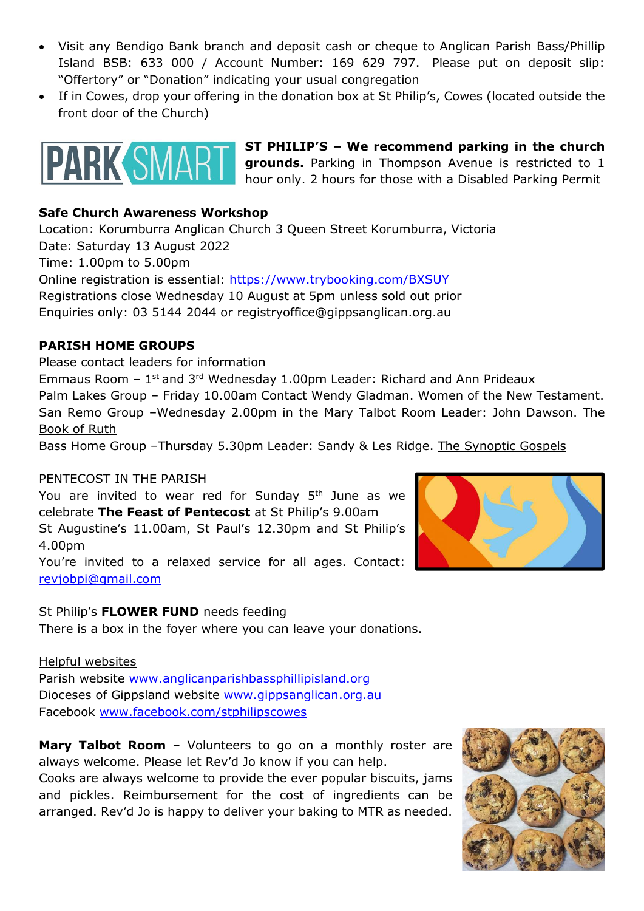- Visit any Bendigo Bank branch and deposit cash or cheque to Anglican Parish Bass/Phillip Island BSB: 633 000 / Account Number: 169 629 797. Please put on deposit slip: "Offertory" or "Donation" indicating your usual congregation
- If in Cowes, drop your offering in the donation box at St Philip's, Cowes (located outside the front door of the Church)

**ST PHILIP'S – We recommend parking in the church grounds.** Parking in Thompson Avenue is restricted to 1 hour only. 2 hours for those with a Disabled Parking Permit

**Safe Church Awareness Workshop**
Location: Korumburra Anglican Church 3 Queen Street Korumburra, Victoria
Date: Saturday 13 August 2022
Time: 1.00pm to 5.00pm
Online registration is essential: https://www.trybooking.com/BXSUY
Registrations close Wednesday 10 August at 5pm unless sold out prior
Enquiries only: 03 5144 2044 or registryoffice@gippsanglican.org.au

**PARISH HOME GROUPS**
Please contact leaders for information
Emmaus Room – 1st and 3rd Wednesday 1.00pm Leader: Richard and Ann Prideaux
Palm Lakes Group – Friday 10.00am Contact Wendy Gladman. Women of the New Testament.
San Remo Group –Wednesday 2.00pm in the Mary Talbot Room Leader: John Dawson. The Book of Ruth
Bass Home Group –Thursday 5.30pm Leader: Sandy & Les Ridge. The Synoptic Gospels

PENTECOST IN THE PARISH
You are invited to wear red for Sunday 5th June as we celebrate **The Feast of Pentecost** at St Philip's 9.00am
St Augustine's 11.00am, St Paul's 12.30pm and St Philip's 4.00pm
You're invited to a relaxed service for all ages. Contact: revjobpi@gmail.com

St Philip's **FLOWER FUND** needs feeding
There is a box in the foyer where you can leave your donations.

Helpful websites
Parish website www.anglicanparishbassphillipisland.org
Dioceses of Gippsland website www.gippsanglican.org.au
Facebook www.facebook.com/stphilipscowes

**Mary Talbot Room** – Volunteers to go on a monthly roster are always welcome. Please let Rev'd Jo know if you can help.
Cooks are always welcome to provide the ever popular biscuits, jams and pickles. Reimbursement for the cost of ingredients can be arranged. Rev'd Jo is happy to deliver your baking to MTR as needed.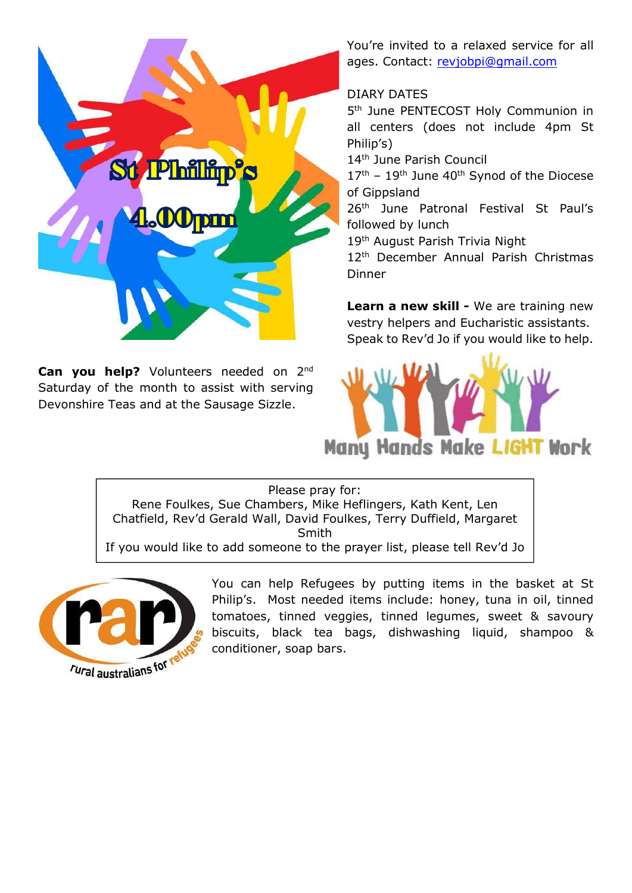St Philip's

4.00pm

You're invited to a relaxed service for all ages. Contact: revjobpi@gmail.com

DIARY DATES

5th June PENTECOST Holy Communion in all centers (does not include 4pm St Philip's)

14th June Parish Council

17th – 19th June 40th Synod of the Diocese of Gippsland

26th June Patronal Festival St Paul's followed by lunch

19th August Parish Trivia Night

12th December Annual Parish Christmas Dinner

**Learn a new skill -** We are training new vestry helpers and Eucharistic assistants. Speak to Rev'd Jo if you would like to help.

**Can you help?** Volunteers needed on 2nd Saturday of the month to assist with serving Devonshire Teas and at the Sausage Sizzle.

Many Hands Make LIGHT Work

Please pray for:
Rene Foulkes, Sue Chambers, Mike Heflingers, Kath Kent, Len Chatfield, Rev'd Gerald Wall, David Foulkes, Terry Duffield, Margaret Smith
If you would like to add someone to the prayer list, please tell Rev'd Jo

rar rural australians for refugees

You can help Refugees by putting items in the basket at St Philip's. Most needed items include: honey, tuna in oil, tinned tomatoes, tinned veggies, tinned legumes, sweet & savoury biscuits, black tea bags, dishwashing liquid, shampoo & conditioner, soap bars.